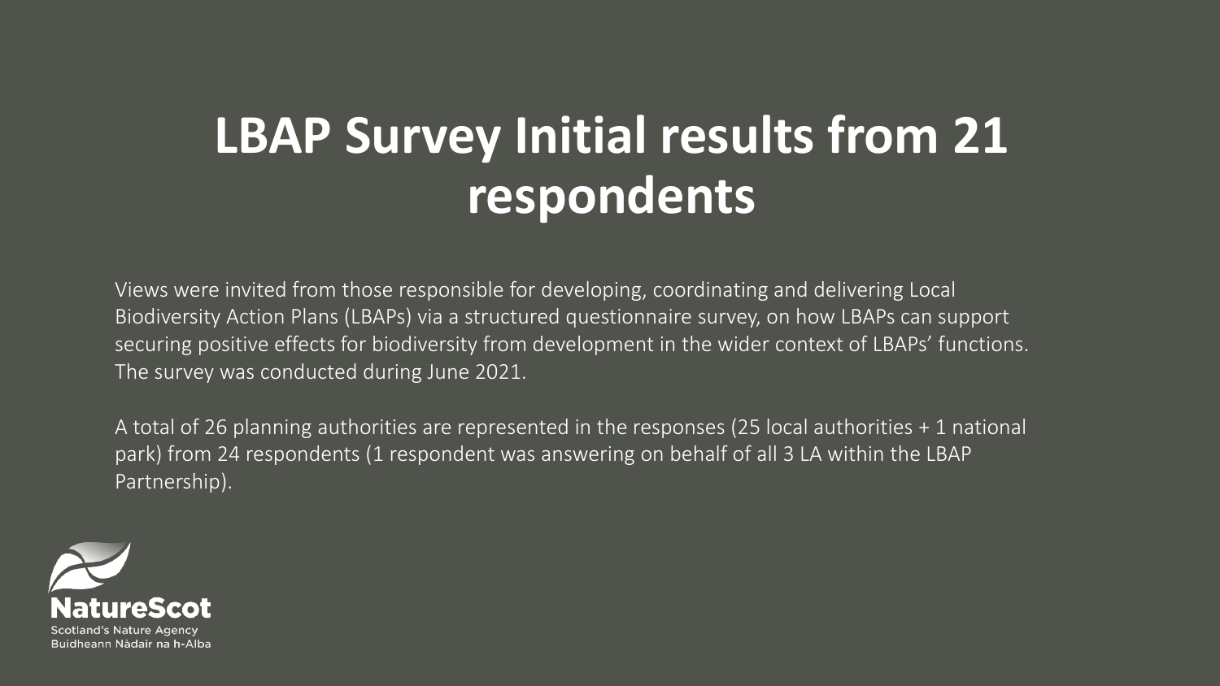# LBAP Survey Initial results from 21 respondents

Views were invited from those responsible for developing, coordinating and delivering Local Biodiversity Action Plans (LBAPs) via a structured questionnaire survey, on how LBAPs can support securing positive effects for biodiversity from development in the wider context of LBAPs' functions. The survey was conducted during June 2021.

A total of 26 planning authorities are represented in the responses (25 local authorities + 1 national park) from 24 respondents (1 respondent was answering on behalf of all 3 LA within the LBAP Partnership).

NatureScot

Scotland's Nature Agency

Buidheann Nàdair na h-Alba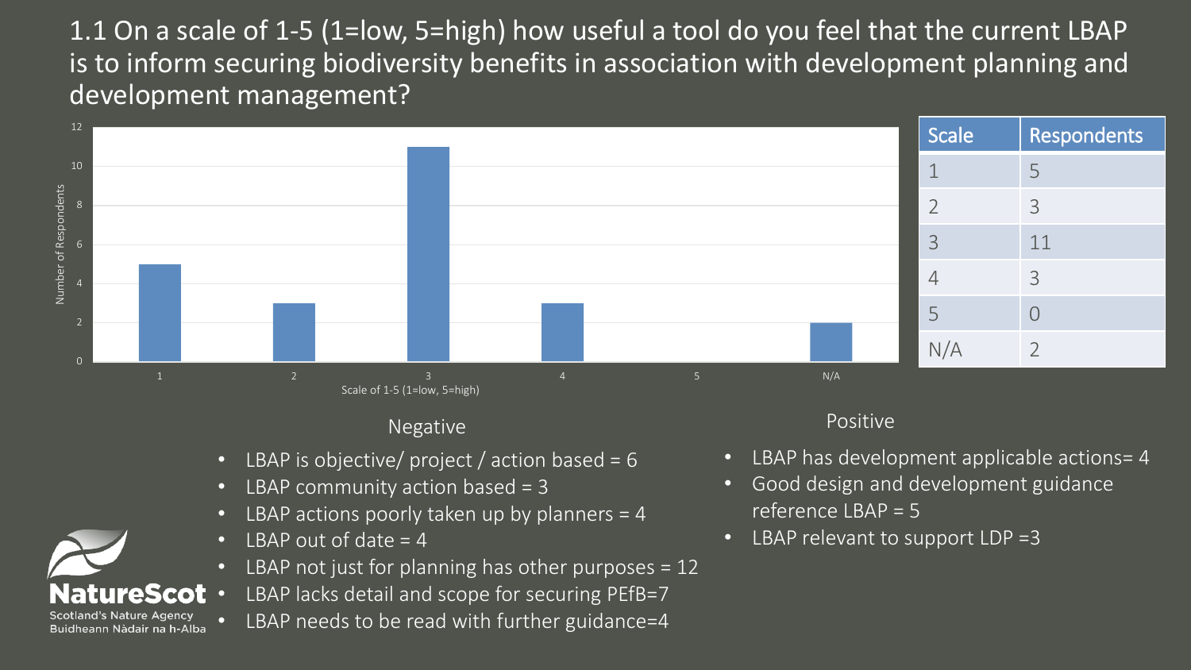## 1.1 On a scale of 1-5 (1=low, 5=high) how useful a tool do you feel that the current LBAP is to inform securing biodiversity benefits in association with development planning and development management?

| Scale | Respondents |
|---|---|
| 1 | 5 |
| 2 | 3 |
| 3 | 11 |
| 4 | 3 |
| 5 | 0 |
| N/A | 2 |

### Negative

- LBAP is objective/ project / action based = 6
- LBAP community action based = 3
- LBAP actions poorly taken up by planners = 4
- LBAP out of date = 4
- LBAP not just for planning has other purposes = 12
- LBAP lacks detail and scope for securing PEfB=7
- LBAP needs to be read with further guidance=4

### Positive

- LBAP has development applicable actions= 4
- Good design and development guidance reference LBAP = 5
- LBAP relevant to support LDP =3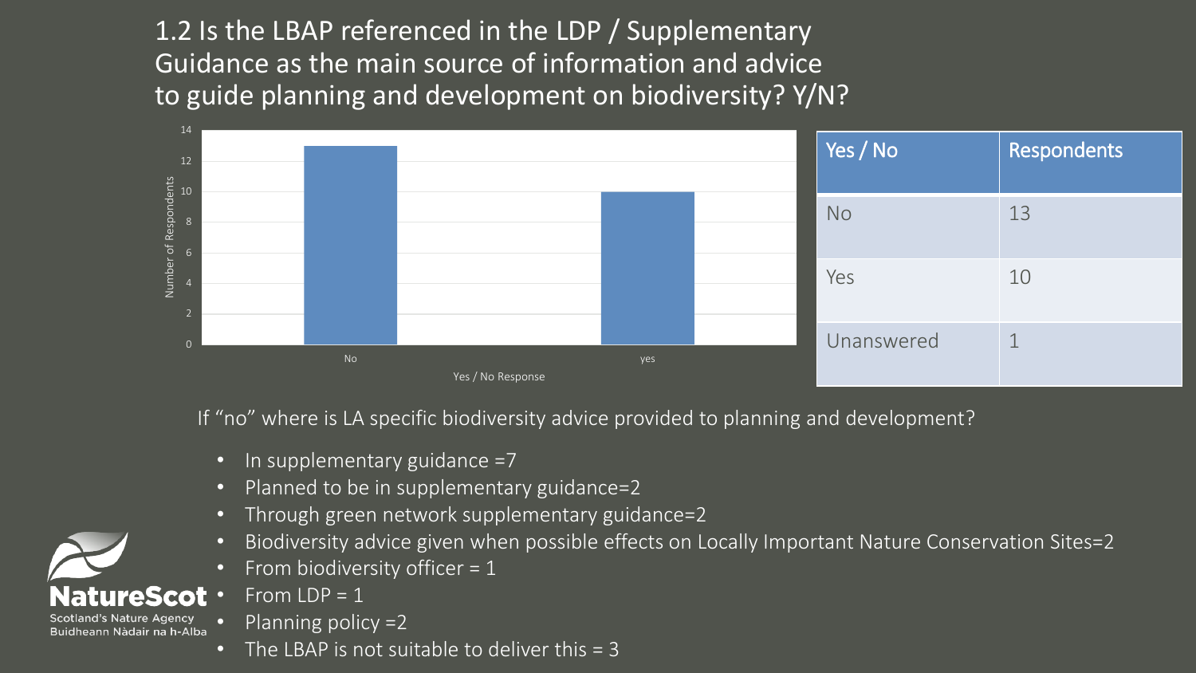# 1.2 Is the LBAP referenced in the LDP / Supplementary Guidance as the main source of information and advice to guide planning and development on biodiversity? Y/N?

| Yes / No | Respondents |
|---|---|
| No | 13 |
| Yes | 10 |
| Unanswered | 1 |

If "no" where is LA specific biodiversity advice provided to planning and development?

- In supplementary guidance =7
- Planned to be in supplementary guidance=2
- Through green network supplementary guidance=2
- Biodiversity advice given when possible effects on Locally Important Nature Conservation Sites=2
- From biodiversity officer = 1
- From LDP = 1
- Planning policy =2
- The LBAP is not suitable to deliver this = 3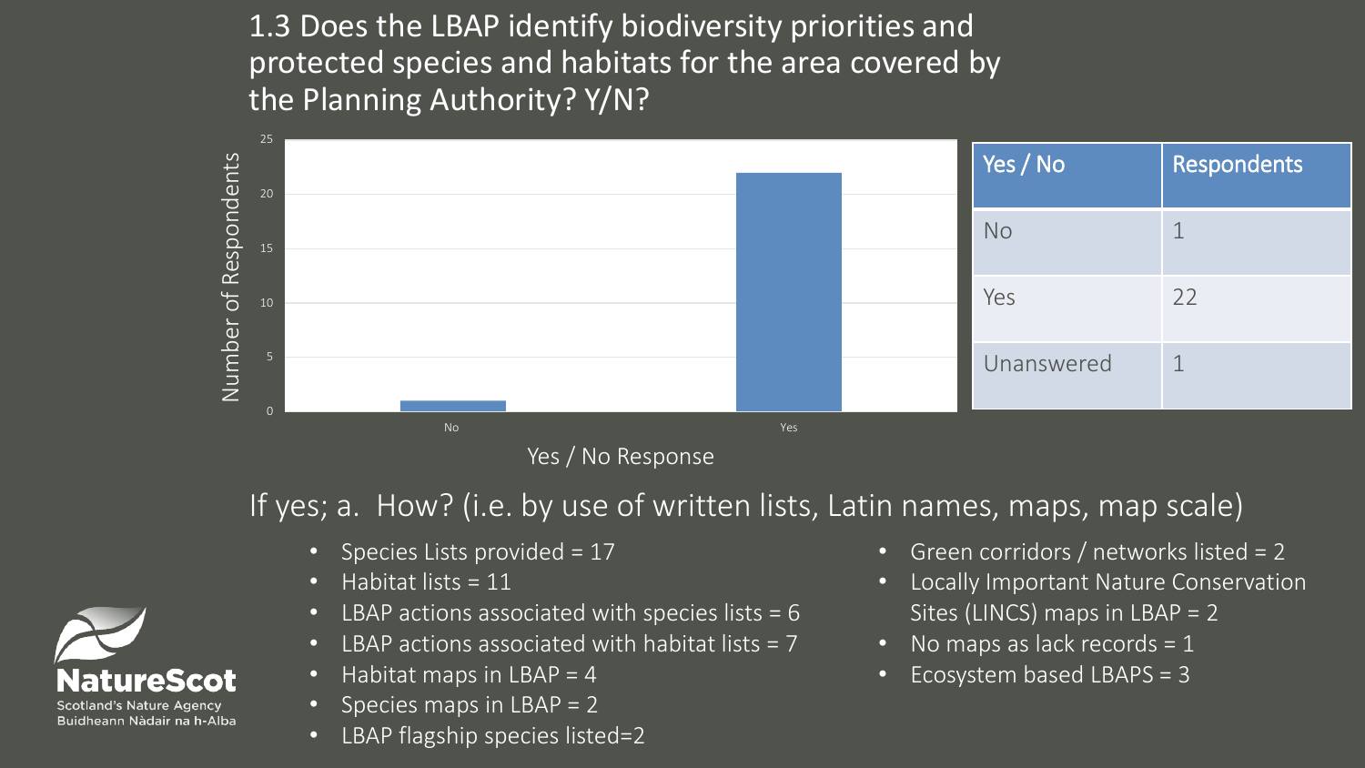# 1.3 Does the LBAP identify biodiversity priorities and protected species and habitats for the area covered by the Planning Authority? Y/N?

| Yes / No | Respondents |
| --- | --- |
| No | 1 |
| Yes | 22 |
| Unanswered | 1 |

If yes; a. How? (i.e. by use of written lists, Latin names, maps, map scale)

- Species Lists provided = 17
- Habitat lists = 11
- LBAP actions associated with species lists = 6
- LBAP actions associated with habitat lists = 7
- Habitat maps in LBAP = 4
- Species maps in LBAP = 2
- LBAP flagship species listed=2
- Green corridors / networks listed = 2
- Locally Important Nature Conservation Sites (LINCS) maps in LBAP = 2
- No maps as lack records = 1
- Ecosystem based LBAPS = 3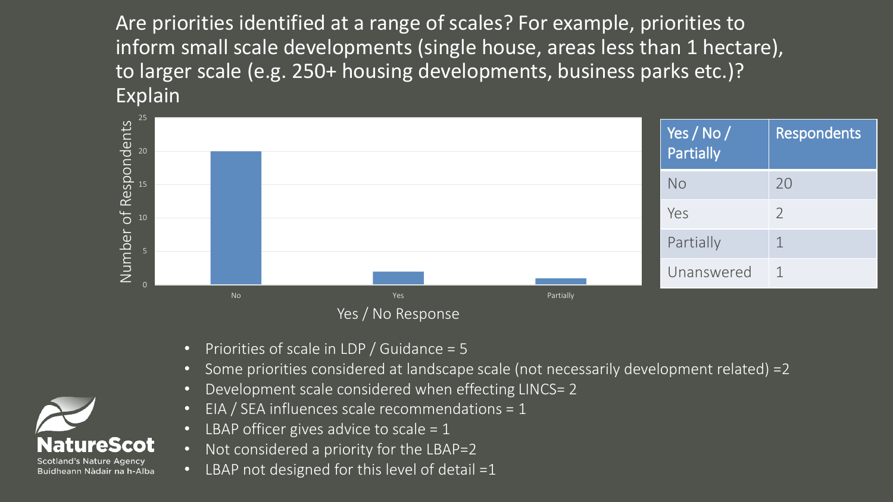# Are priorities identified at a range of scales? For example, priorities to inform small scale developments (single house, areas less than 1 hectare), to larger scale (e.g. 250+ housing developments, business parks etc.)? Explain

| Yes / No / Partially | Respondents |
| --- | --- |
| No | 20 |
| Yes | 2 |
| Partially | 1 |
| Unanswered | 1 |

- Priorities of scale in LDP / Guidance = 5
- Some priorities considered at landscape scale (not necessarily development related) =2
- Development scale considered when effecting LINCS= 2
- EIA / SEA influences scale recommendations = 1
- LBAP officer gives advice to scale = 1
- Not considered a priority for the LBAP=2
- LBAP not designed for this level of detail =1

NatureScot
Scotland's Nature Agency
Buidheann Nàdair na h-Alba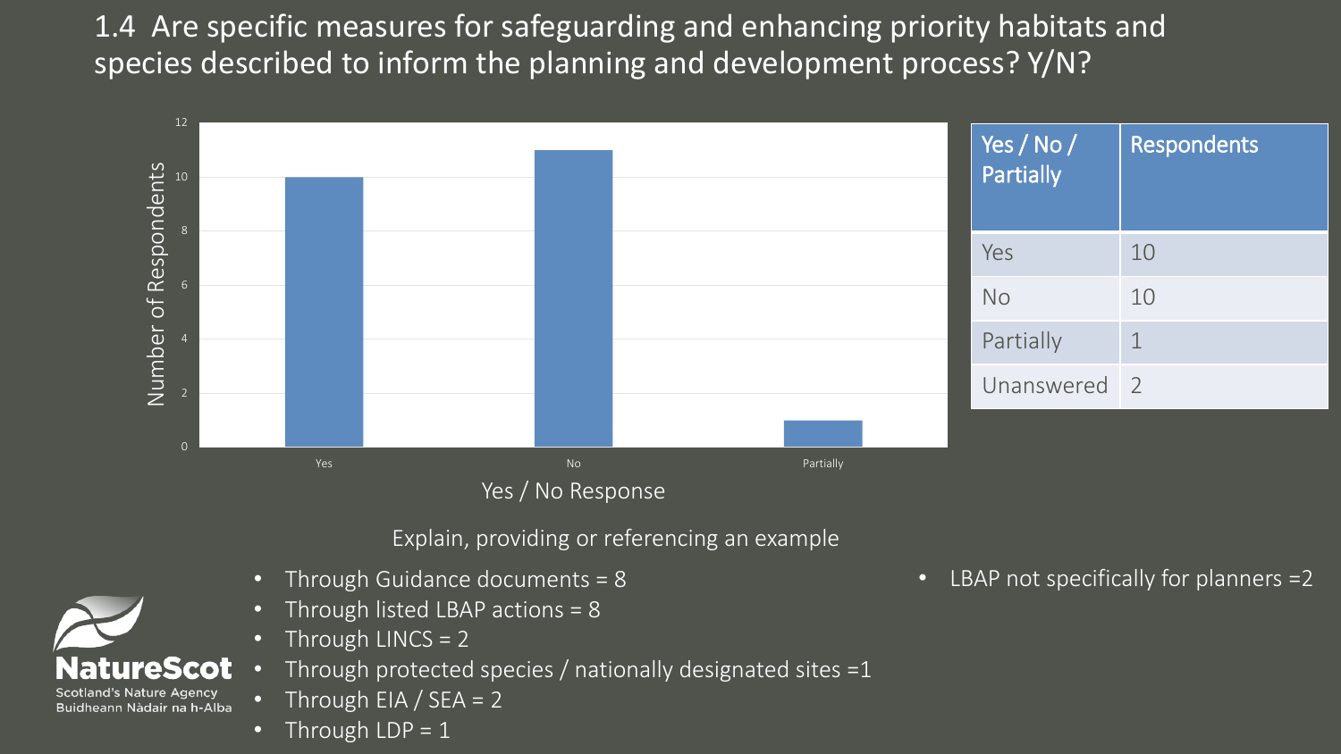# 1.4 Are specific measures for safeguarding and enhancing priority habitats and species described to inform the planning and development process? Y/N?

| Yes / No / Partially | Respondents |
| --- | --- |
| Yes | 10 |
| No | 10 |
| Partially | 1 |
| Unanswered | 2 |

Explain, providing or referencing an example

- Through Guidance documents = 8
- Through listed LBAP actions = 8
- Through LINCS = 2
- Through protected species / nationally designated sites =1
- Through EIA / SEA = 2
- Through LDP = 1

- LBAP not specifically for planners =2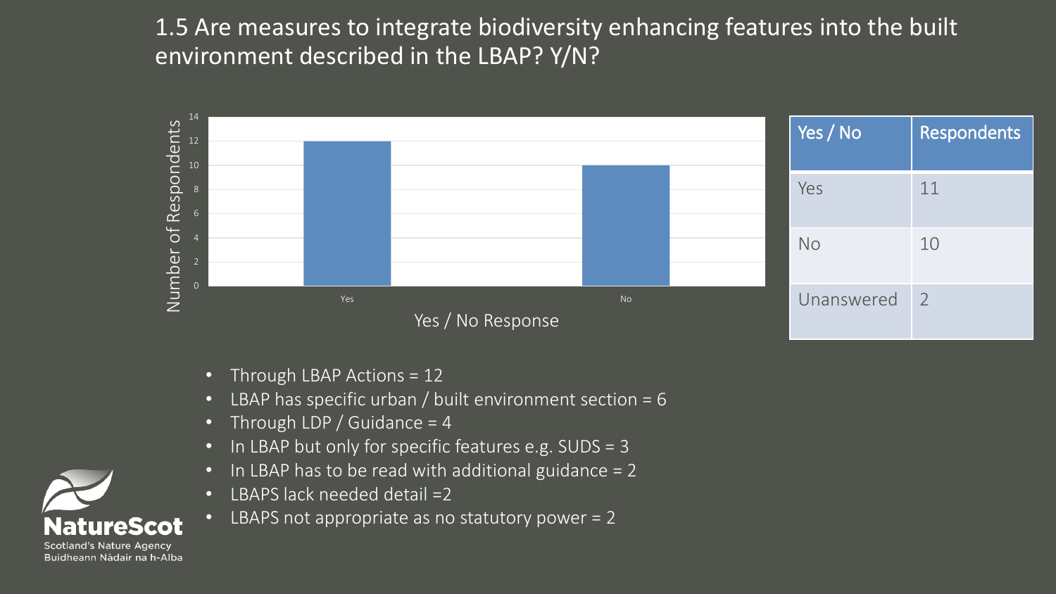# 1.5 Are measures to integrate biodiversity enhancing features into the built environment described in the LBAP? Y/N?

| Yes / No | Respondents |
|---|---|
| Yes | 11 |
| No | 10 |
| Unanswered | 2 |

- Through LBAP Actions = 12
- LBAP has specific urban / built environment section = 6
- Through LDP / Guidance = 4
- In LBAP but only for specific features e.g. SUDS = 3
- In LBAP has to be read with additional guidance = 2
- LBAPS lack needed detail =2
- LBAPS not appropriate as no statutory power = 2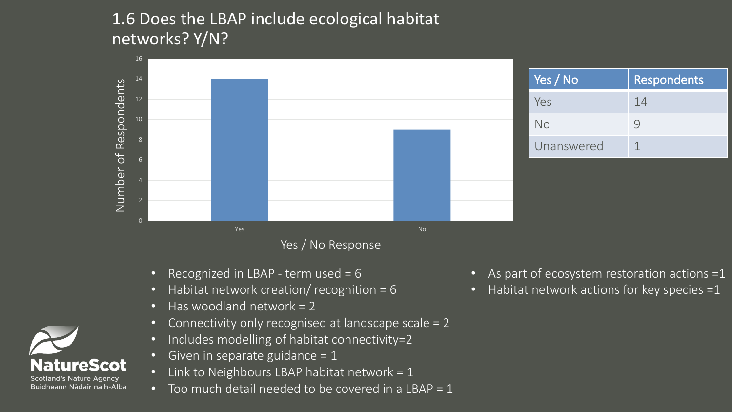# 1.6 Does the LBAP include ecological habitat networks? Y/N?

| Yes / No | Respondents |
| --- | --- |
| Yes | 14 |
| No | 9 |
| Unanswered | 1 |

- Recognized in LBAP - term used = 6
- Habitat network creation/ recognition = 6
- Has woodland network = 2
- Connectivity only recognised at landscape scale = 2
- Includes modelling of habitat connectivity=2
- Given in separate guidance = 1
- Link to Neighbours LBAP habitat network = 1
- Too much detail needed to be covered in a LBAP = 1
- As part of ecosystem restoration actions =1
- Habitat network actions for key species =1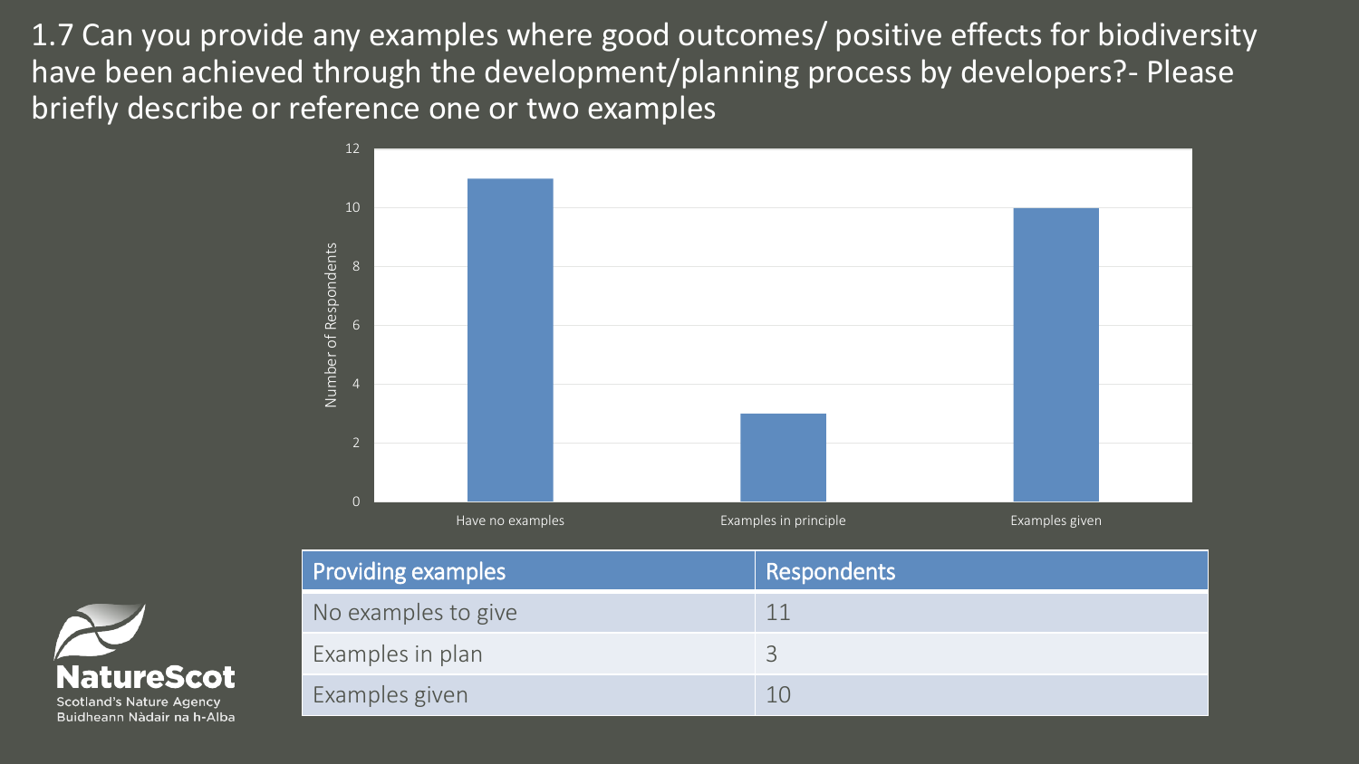# 1.7 Can you provide any examples where good outcomes/ positive effects for biodiversity have been achieved through the development/planning process by developers?- Please briefly describe or reference one or two examples

| Providing examples | Respondents |
| --- | --- |
| No examples to give | 11 |
| Examples in plan | 3 |
| Examples given | 10 |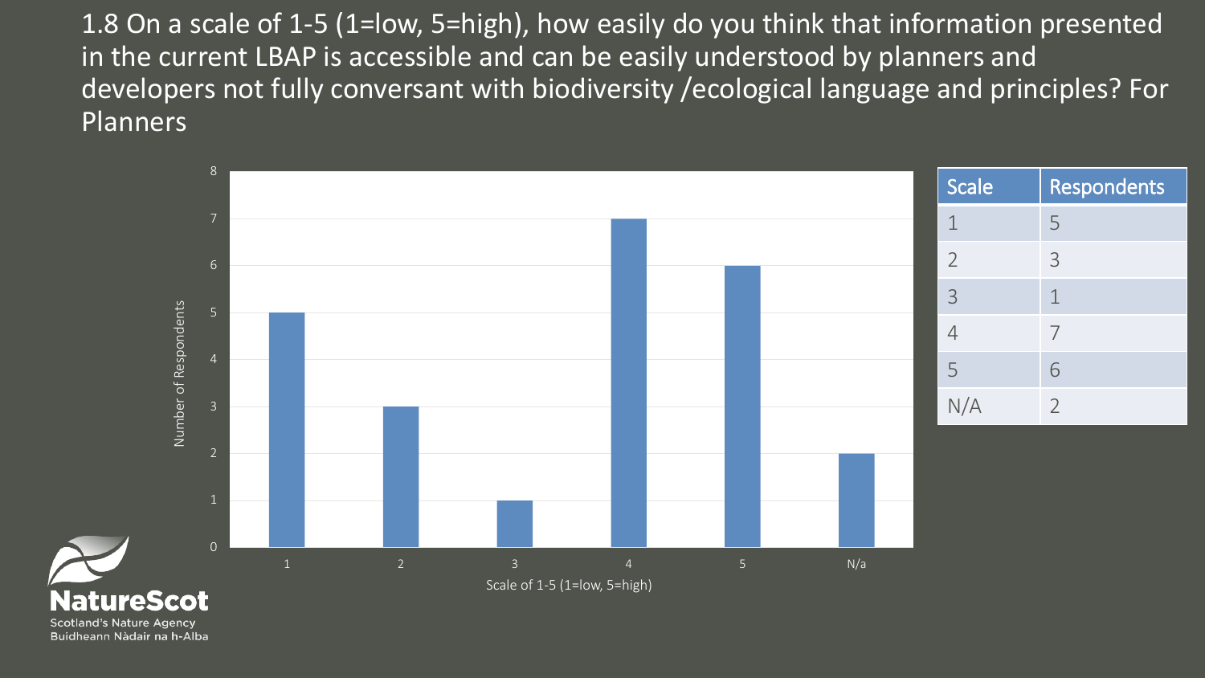## 1.8 On a scale of 1-5 (1=low, 5=high), how easily do you think that information presented in the current LBAP is accessible and can be easily understood by planners and developers not fully conversant with biodiversity /ecological language and principles? For Planners

| Scale | Respondents |
| --- | --- |
| 1 | 5 |
| 2 | 3 |
| 3 | 1 |
| 4 | 7 |
| 5 | 6 |
| N/A | 2 |

NatureScot
Scotland's Nature Agency
Buidheann Nàdair na h-Alba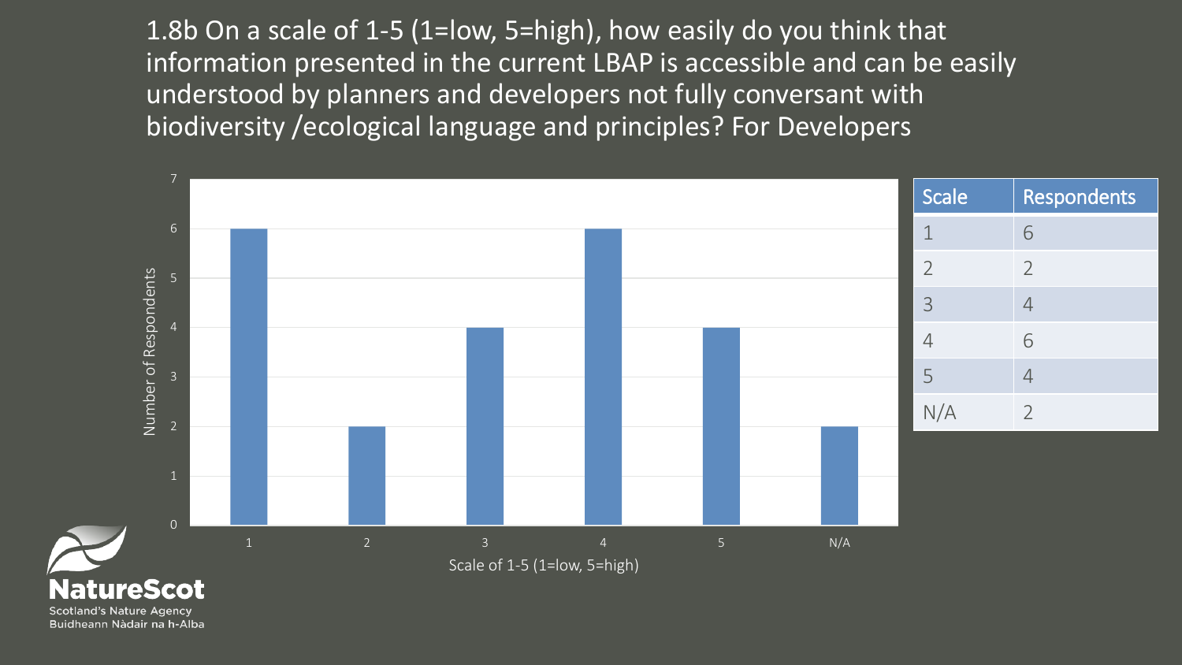# 1.8b On a scale of 1-5 (1=low, 5=high), how easily do you think that information presented in the current LBAP is accessible and can be easily understood by planners and developers not fully conversant with biodiversity /ecological language and principles? For Developers

| Scale | Respondents |
| --- | --- |
| 1 | 6 |
| 2 | 2 |
| 3 | 4 |
| 4 | 6 |
| 5 | 4 |
| N/A | 2 |

NatureScot
Scotland's Nature Agency
Buidheann Nàdair na h-Alba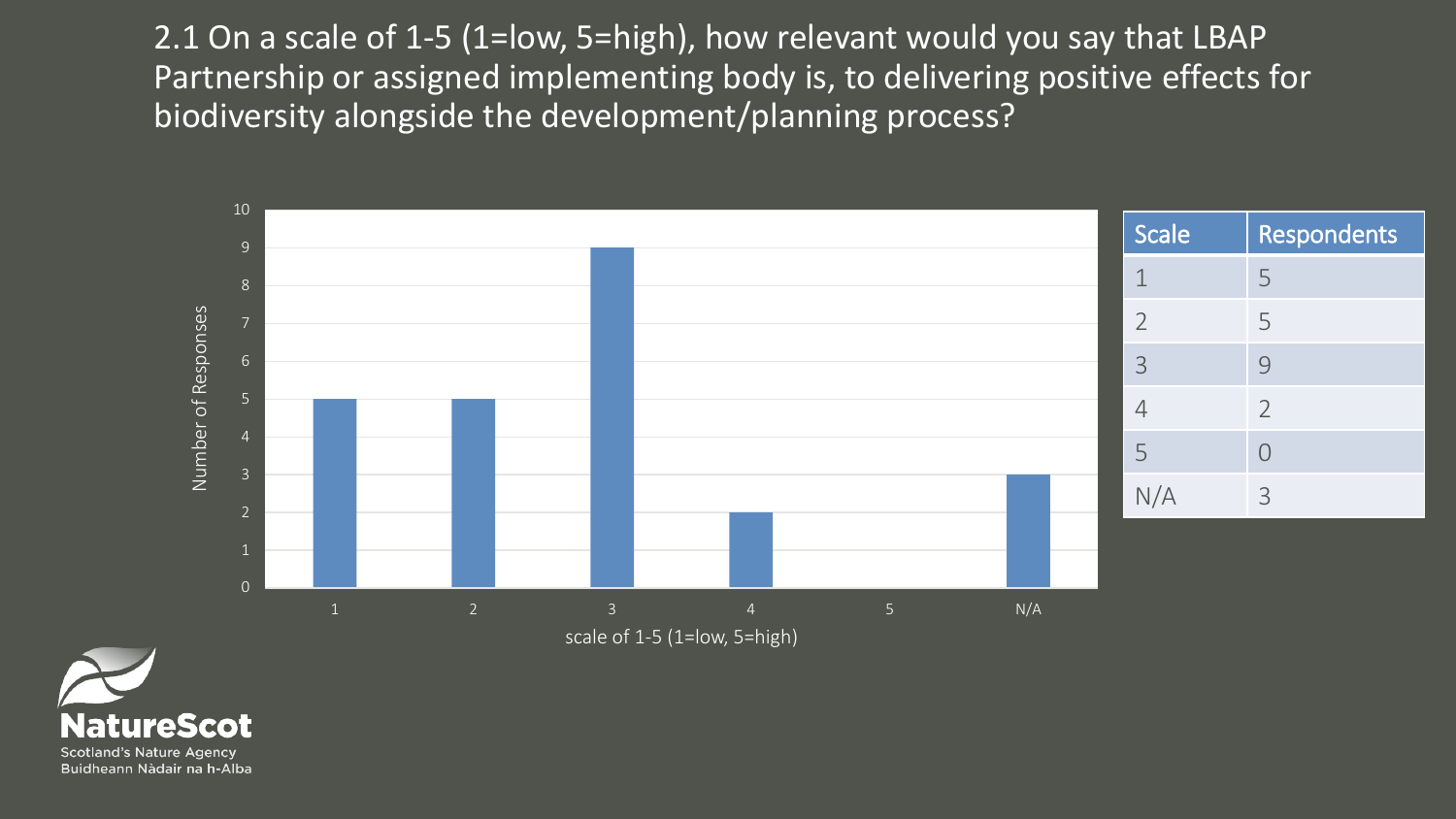## 2.1 On a scale of 1-5 (1=low, 5=high), how relevant would you say that LBAP Partnership or assigned implementing body is, to delivering positive effects for biodiversity alongside the development/planning process?

| Scale | Respondents |
|---|---|
| 1 | 5 |
| 2 | 5 |
| 3 | 9 |
| 4 | 2 |
| 5 | 0 |
| N/A | 3 |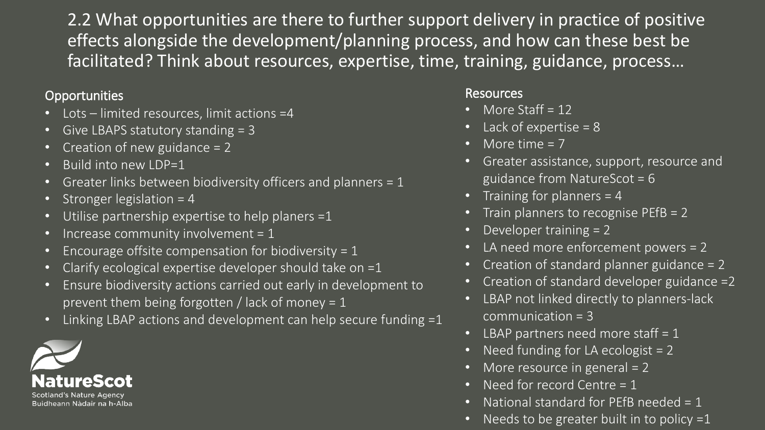## 2.2 What opportunities are there to further support delivery in practice of positive effects alongside the development/planning process, and how can these best be facilitated? Think about resources, expertise, time, training, guidance, process…

### Opportunities

- Lots – limited resources, limit actions =4
- Give LBAPS statutory standing = 3
- Creation of new guidance = 2
- Build into new LDP=1
- Greater links between biodiversity officers and planners = 1
- Stronger legislation = 4
- Utilise partnership expertise to help planers =1
- Increase community involvement = 1
- Encourage offsite compensation for biodiversity = 1
- Clarify ecological expertise developer should take on =1
- Ensure biodiversity actions carried out early in development to prevent them being forgotten / lack of money = 1
- Linking LBAP actions and development can help secure funding =1

### Resources

- More Staff = 12
- Lack of expertise = 8
- More time = 7
- Greater assistance, support, resource and guidance from NatureScot = 6
- Training for planners = 4
- Train planners to recognise PEfB = 2
- Developer training = 2
- LA need more enforcement powers = 2
- Creation of standard planner guidance = 2
- Creation of standard developer guidance =2
- LBAP not linked directly to planners-lack communication = 3
- LBAP partners need more staff = 1
- Need funding for LA ecologist = 2
- More resource in general = 2
- Need for record Centre = 1
- National standard for PEfB needed = 1
- Needs to be greater built in to policy =1

NatureScot
Scotland's Nature Agency
Buidheann Nàdair na h-Alba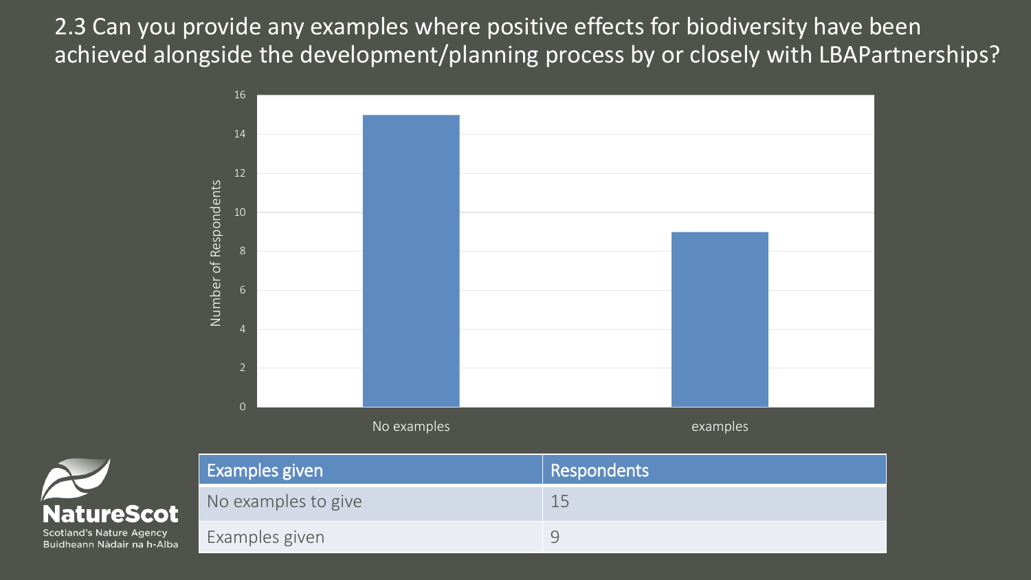## 2.3 Can you provide any examples where positive effects for biodiversity have been achieved alongside the development/planning process by or closely with LBAPartnerships?

| Examples given | Respondents |
| --- | --- |
| No examples to give | 15 |
| Examples given | 9 |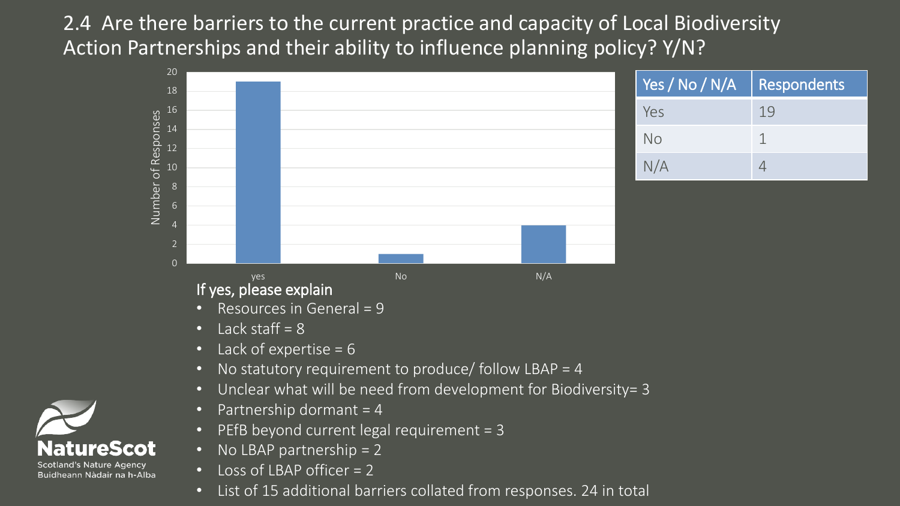## 2.4 Are there barriers to the current practice and capacity of Local Biodiversity Action Partnerships and their ability to influence planning policy? Y/N?

| Yes / No / N/A | Respondents |
|---|---|
| Yes | 19 |
| No | 1 |
| N/A | 4 |

### If yes, please explain

- Resources in General = 9
- Lack staff = 8
- Lack of expertise = 6
- No statutory requirement to produce/ follow LBAP = 4
- Unclear what will be need from development for Biodiversity= 3
- Partnership dormant = 4
- PEfB beyond current legal requirement = 3
- No LBAP partnership = 2
- Loss of LBAP officer = 2
- List of 15 additional barriers collated from responses. 24 in total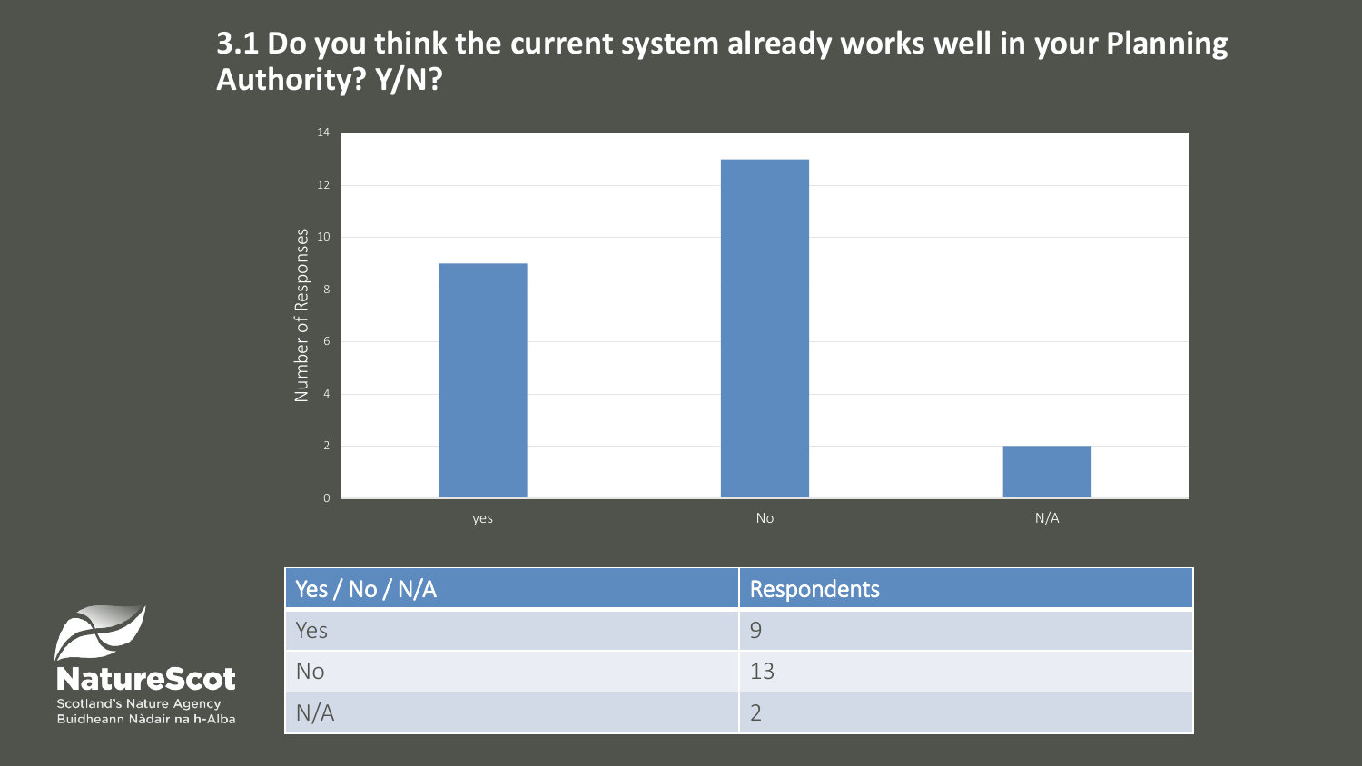## 3.1 Do you think the current system already works well in your Planning Authority? Y/N?

| Yes / No / N/A | Respondents |
|---|---|
| Yes | 9 |
| No | 13 |
| N/A | 2 |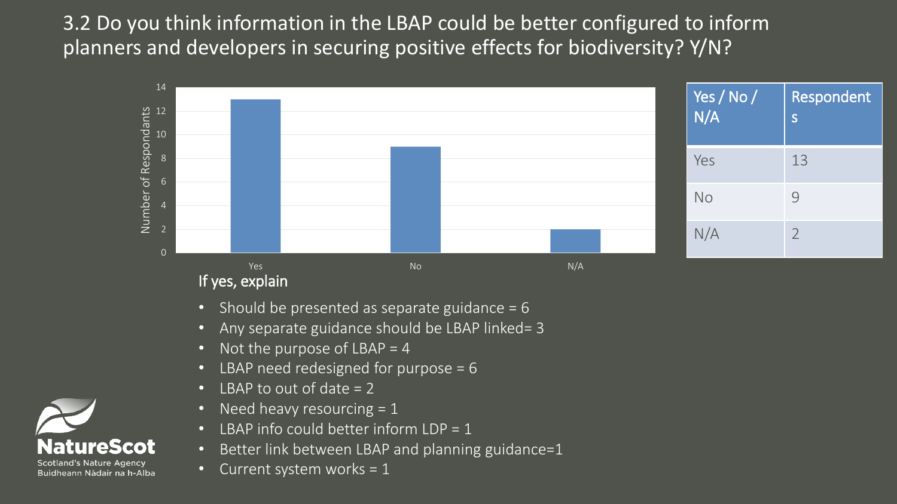# 3.2 Do you think information in the LBAP could be better configured to inform planners and developers in securing positive effects for biodiversity? Y/N?

| Yes / No / N/A | Respondents |
|---|---|
| Yes | 13 |
| No | 9 |
| N/A | 2 |

If yes, explain

- Should be presented as separate guidance = 6
- Any separate guidance should be LBAP linked= 3
- Not the purpose of LBAP = 4
- LBAP need redesigned for purpose = 6
- LBAP to out of date = 2
- Need heavy resourcing = 1
- LBAP info could better inform LDP = 1
- Better link between LBAP and planning guidance=1
- Current system works = 1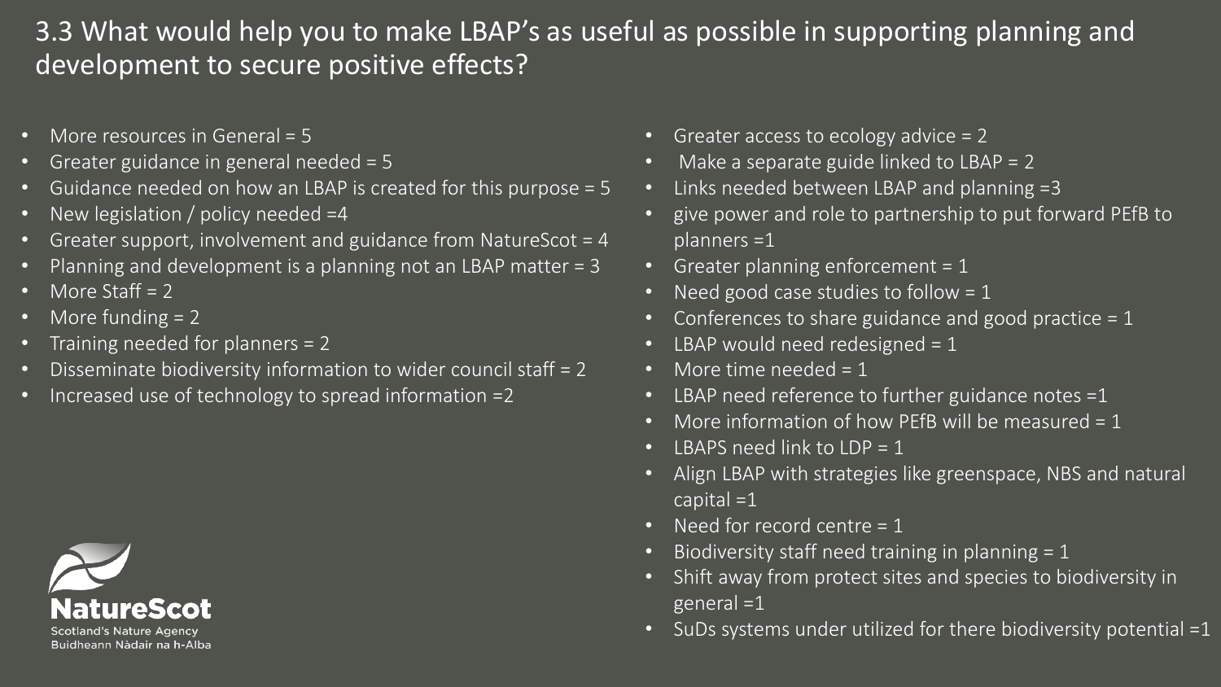# 3.3 What would help you to make LBAP's as useful as possible in supporting planning and development to secure positive effects?

- More resources in General = 5
- Greater guidance in general needed = 5
- Guidance needed on how an LBAP is created for this purpose = 5
- New legislation / policy needed =4
- Greater support, involvement and guidance from NatureScot = 4
- Planning and development is a planning not an LBAP matter = 3
- More Staff = 2
- More funding = 2
- Training needed for planners = 2
- Disseminate biodiversity information to wider council staff = 2
- Increased use of technology to spread information =2
- Greater access to ecology advice = 2
- Make a separate guide linked to LBAP = 2
- Links needed between LBAP and planning =3
- give power and role to partnership to put forward PEfB to planners =1
- Greater planning enforcement = 1
- Need good case studies to follow = 1
- Conferences to share guidance and good practice = 1
- LBAP would need redesigned = 1
- More time needed = 1
- LBAP need reference to further guidance notes =1
- More information of how PEfB will be measured = 1
- LBAPS need link to LDP = 1
- Align LBAP with strategies like greenspace, NBS and natural capital =1
- Need for record centre = 1
- Biodiversity staff need training in planning = 1
- Shift away from protect sites and species to biodiversity in general =1
- SuDs systems under utilized for there biodiversity potential =1

NatureScot
Scotland's Nature Agency
Buidheann Nàdair na h-Alba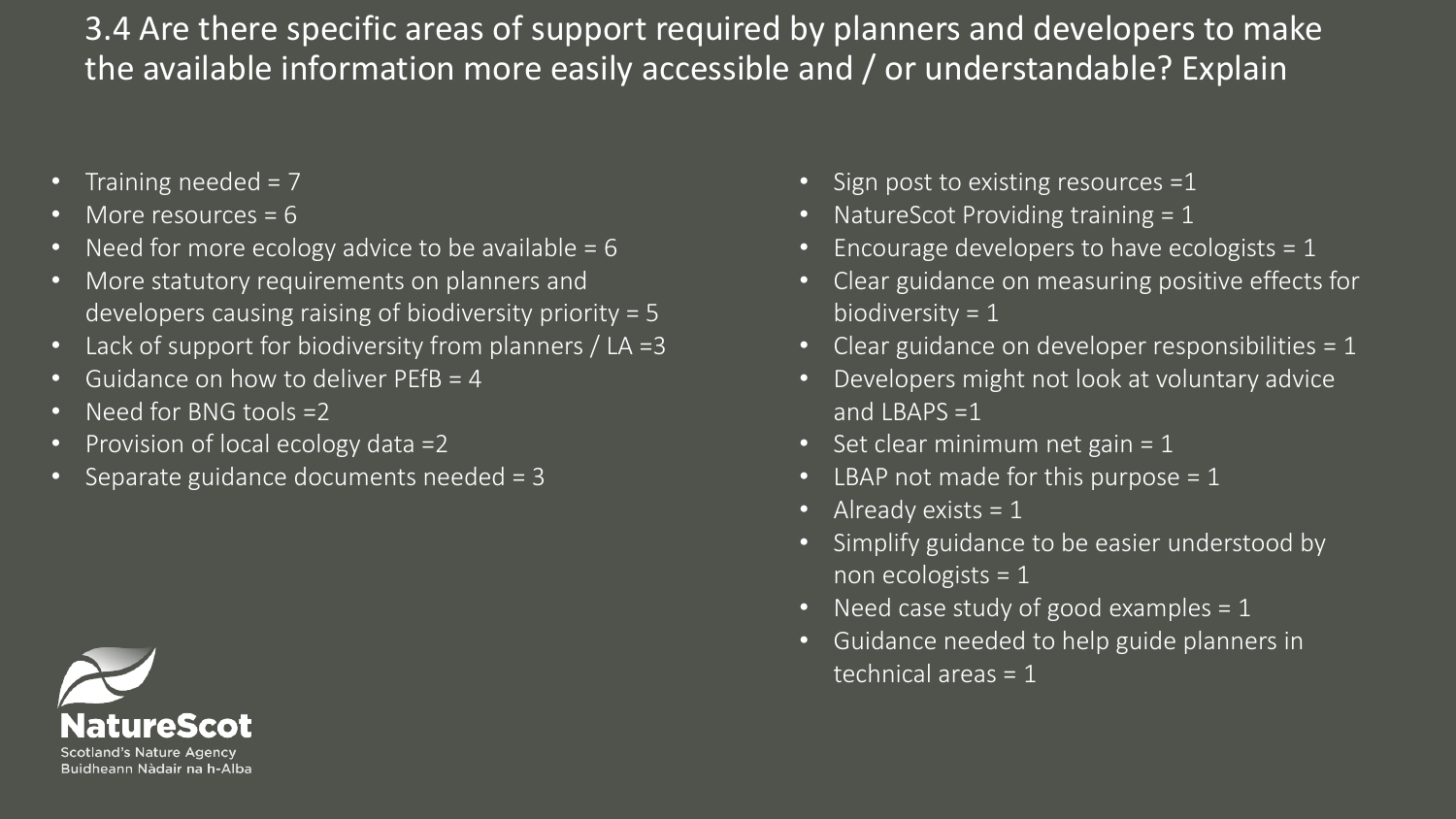# 3.4 Are there specific areas of support required by planners and developers to make the available information more easily accessible and / or understandable? Explain

- Training needed = 7
- More resources = 6
- Need for more ecology advice to be available = 6
- More statutory requirements on planners and developers causing raising of biodiversity priority = 5
- Lack of support for biodiversity from planners / LA =3
- Guidance on how to deliver PEfB = 4
- Need for BNG tools =2
- Provision of local ecology data =2
- Separate guidance documents needed = 3
- Sign post to existing resources =1
- NatureScot Providing training = 1
- Encourage developers to have ecologists = 1
- Clear guidance on measuring positive effects for biodiversity = 1
- Clear guidance on developer responsibilities = 1
- Developers might not look at voluntary advice and LBAPS =1
- Set clear minimum net gain = 1
- LBAP not made for this purpose = 1
- Already exists = 1
- Simplify guidance to be easier understood by non ecologists = 1
- Need case study of good examples = 1
- Guidance needed to help guide planners in technical areas = 1

NatureScot
Scotland's Nature Agency
Buidheann Nàdair na h-Alba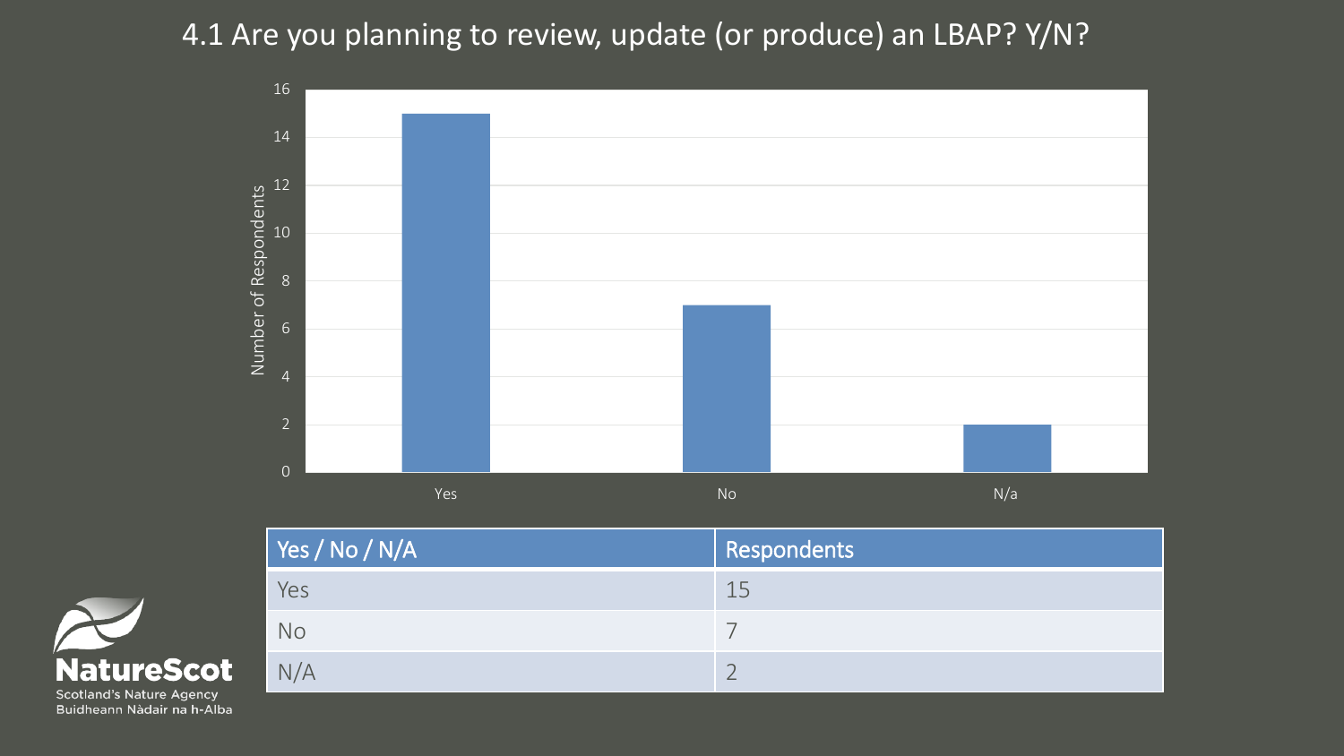# 4.1 Are you planning to review, update (or produce) an LBAP? Y/N?

| Yes / No / N/A | Respondents |
|---|---|
| Yes | 15 |
| No | 7 |
| N/A | 2 |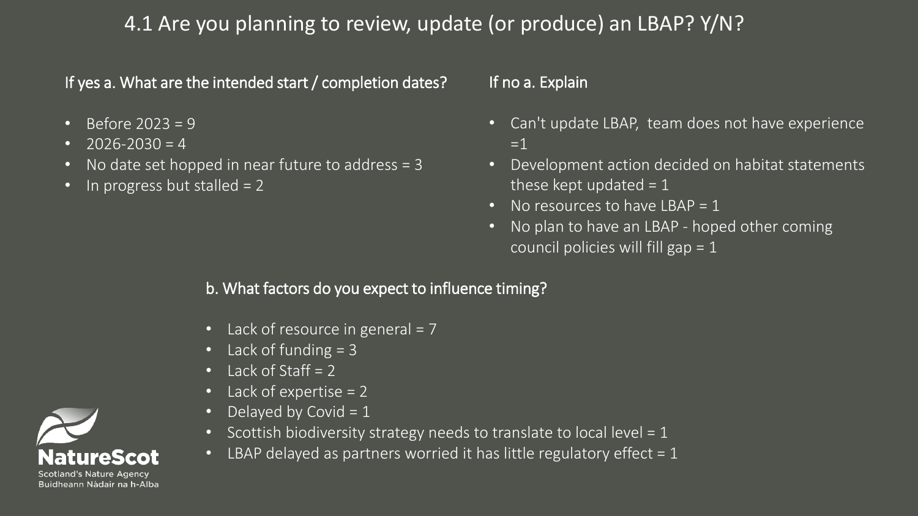# 4.1 Are you planning to review, update (or produce) an LBAP? Y/N?

### If yes a. What are the intended start / completion dates?

- Before 2023 = 9
- 2026-2030 = 4
- No date set hopped in near future to address = 3
- In progress but stalled = 2

### If no a. Explain

- Can't update LBAP, team does not have experience =1
- Development action decided on habitat statements these kept updated = 1
- No resources to have LBAP = 1
- No plan to have an LBAP - hoped other coming council policies will fill gap = 1

### b. What factors do you expect to influence timing?

- Lack of resource in general = 7
- Lack of funding = 3
- Lack of Staff = 2
- Lack of expertise = 2
- Delayed by Covid = 1
- Scottish biodiversity strategy needs to translate to local level = 1
- LBAP delayed as partners worried it has little regulatory effect = 1

NatureScot
Scotland's Nature Agency
Buidheann Nàdair na h-Alba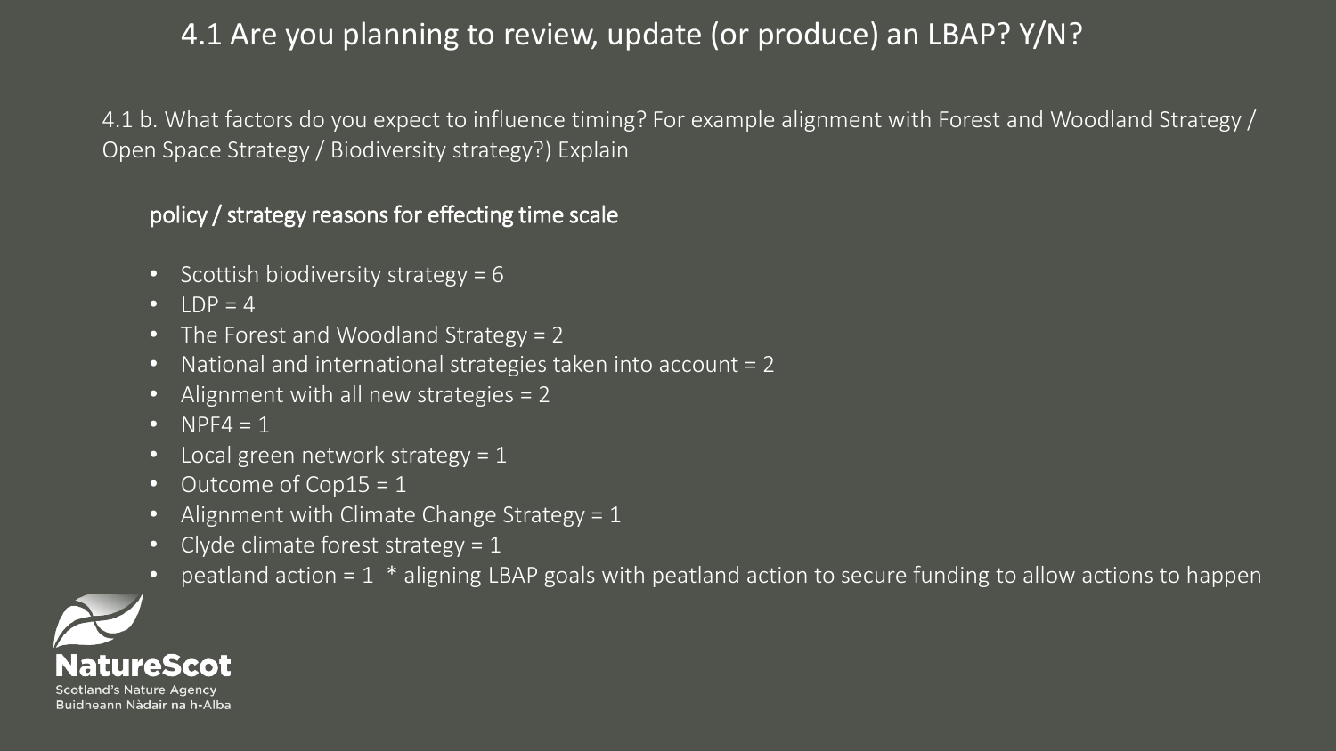# 4.1 Are you planning to review, update (or produce) an LBAP? Y/N?

4.1 b. What factors do you expect to influence timing? For example alignment with Forest and Woodland Strategy / Open Space Strategy / Biodiversity strategy?) Explain

policy / strategy reasons for effecting time scale

- Scottish biodiversity strategy = 6
- LDP = 4
- The Forest and Woodland Strategy = 2
- National and international strategies taken into account = 2
- Alignment with all new strategies = 2
- NPF4 = 1
- Local green network strategy = 1
- Outcome of Cop15 = 1
- Alignment with Climate Change Strategy = 1
- Clyde climate forest strategy = 1
- peatland action = 1 * aligning LBAP goals with peatland action to secure funding to allow actions to happen

NatureScot
Scotland's Nature Agency
Buidheann Nàdair na h-Alba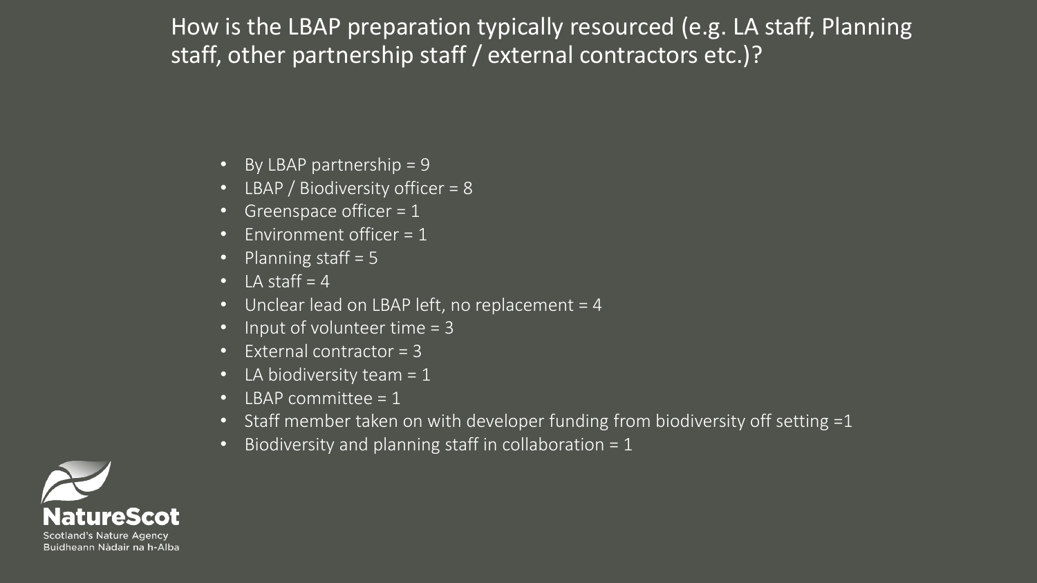# How is the LBAP preparation typically resourced (e.g. LA staff, Planning staff, other partnership staff / external contractors etc.)?

- By LBAP partnership = 9
- LBAP / Biodiversity officer = 8
- Greenspace officer = 1
- Environment officer = 1
- Planning staff = 5
- LA staff = 4
- Unclear lead on LBAP left, no replacement = 4
- Input of volunteer time = 3
- External contractor = 3
- LA biodiversity team = 1
- LBAP committee = 1
- Staff member taken on with developer funding from biodiversity off setting =1
- Biodiversity and planning staff in collaboration = 1

NatureScot
Scotland's Nature Agency
Buidheann Nàdair na h-Alba